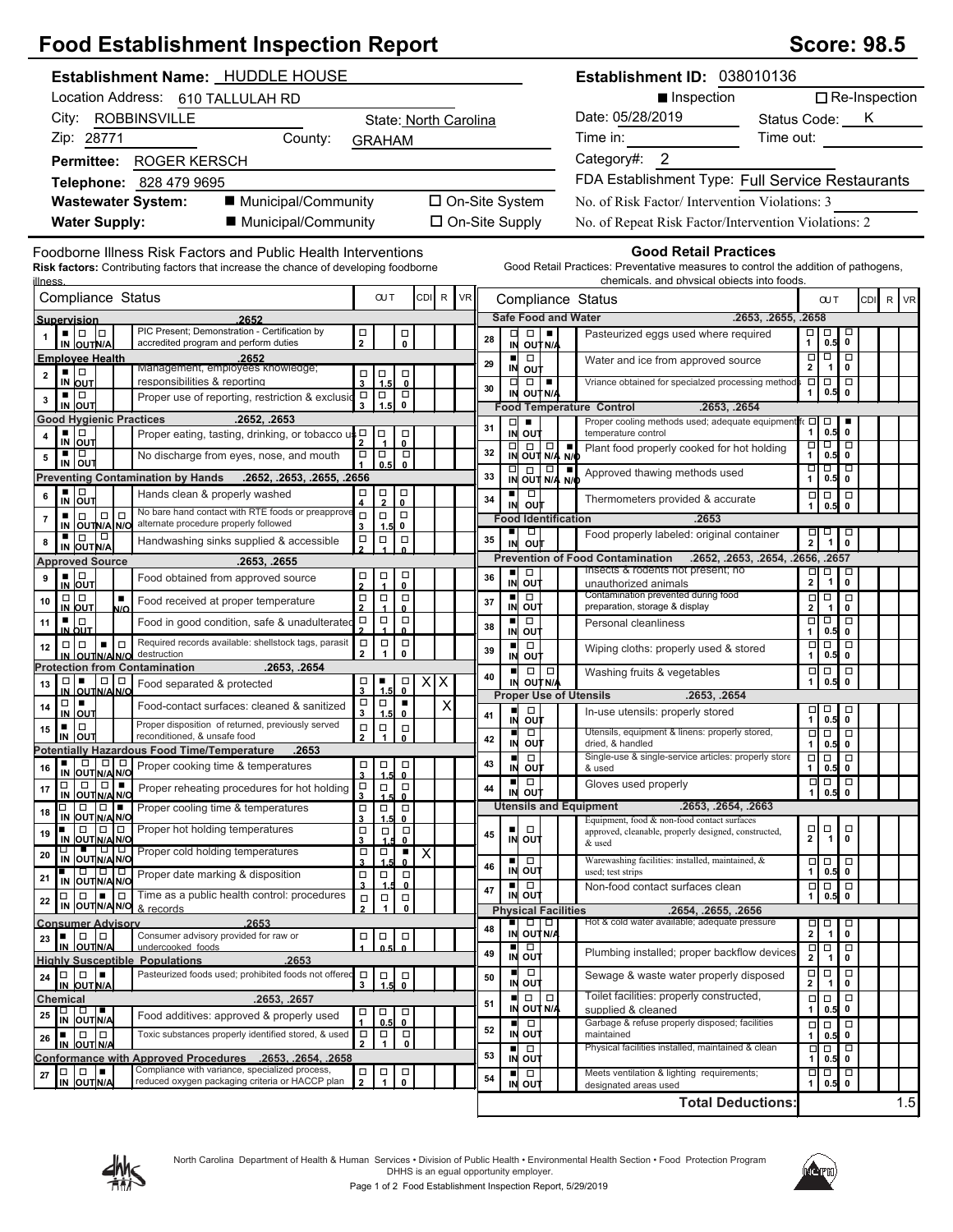# Food Establishment Inspection Report

**Score: 98.5**

**Establishment Name:** HUDDLE HOUSE

Location Address: 610 TALLULAH RD

City: ROBBINSVILLE State: North Carolina

Zip: 28771 County: GRAHAM

**Permittee:** ROGER KERSCH

**Telephone:** 828 479 9695

**Wastewater System:** ■ Municipal/Community ☐ On-Site System

**Water Supply:** ■ Municipal/Community ☐ On-Site Supply

**Establishment ID:** 038010136

■ Inspection ☐ Re-Inspection

Date: 05/28/2019 Status Code: K

Time in: Time out:

Category#: 2

FDA Establishment Type: Full Service Restaurants

No. of Risk Factor/ Intervention Violations: 3

No. of Repeat Risk Factor/Intervention Violations: 2

## Foodborne Illness Risk Factors and Public Health Interventions

**Risk factors:** Contributing factors that increase the chance of developing foodborne illness.

| # | Compliance Status | Marked | OUT | CDI | R | VR |
|---|---|---|---|---|---|---|
| | **Supervision .2652** | | | | | |
| 1 | PIC Present; Demonstration - Certification by accredited program and perform duties | IN | | | | |
| | **Employee Health .2652** | | | | | |
| 2 | Management, employees knowledge; responsibilities & reporting | IN | | | | |
| 3 | Proper use of reporting, restriction & exclusion | IN | | | | |
| | **Good Hygienic Practices .2652, .2653** | | | | | |
| 4 | Proper eating, tasting, drinking, or tobacco use | IN | | | | |
| 5 | No discharge from eyes, nose, and mouth | IN | | | | |
| | **Preventing Contamination by Hands .2652, .2653, .2655, .2656** | | | | | |
| 6 | Hands clean & properly washed | IN | | | | |
| 7 | No bare hand contact with RTE foods or preapproved alternate procedure properly followed | IN | | | | |
| 8 | Handwashing sinks supplied & accessible | IN | | | | |
| | **Approved Source .2653, .2655** | | | | | |
| 9 | Food obtained from approved source | IN | | | | |
| 10 | Food received at proper temperature | N/O | | | | |
| 11 | Food in good condition, safe & unadulterated | IN | | | | |
| 12 | Required records available: shellstock tags, parasite destruction | N/A | | | | |
| | **Protection from Contamination .2653, .2654** | | | | | |
| 13 | Food separated & protected | OUT | 1.5 | | X | X |
| 14 | Food-contact surfaces: cleaned & sanitized | OUT | 0 | | | X |
| 15 | Proper disposition of returned, previously served reconditioned, & unsafe food | IN | | | | |
| | **Potentially Hazardous Food Time/Temperature .2653** | | | | | |
| 16 | Proper cooking time & temperatures | IN | | | | |
| 17 | Proper reheating procedures for hot holding | N/O | | | | |
| 18 | Proper cooling time & temperatures | N/O | | | | |
| 19 | Proper hot holding temperatures | IN | | | | |
| 20 | Proper cold holding temperatures | OUT | 0 | | X | |
| 21 | Proper date marking & disposition | IN | | | | |
| 22 | Time as a public health control: procedures & records | N/A | | | | |
| | **Consumer Advisory .2653** | | | | | |
| 23 | Consumer advisory provided for raw or undercooked foods | IN | | | | |
| | **Highly Susceptible Populations .2653** | | | | | |
| 24 | Pasteurized foods used; prohibited foods not offered | N/A | | | | |
| | **Chemical .2653, .2657** | | | | | |
| 25 | Food additives: approved & properly used | N/A | | | | |
| 26 | Toxic substances properly identified stored, & used | IN | | | | |
| | **Conformance with Approved Procedures .2653, .2654, .2658** | | | | | |
| 27 | Compliance with variance, specialized process, reduced oxygen packaging criteria or HACCP plan | N/A | | | | |

## Good Retail Practices

Good Retail Practices: Preventative measures to control the addition of pathogens, chemicals, and physical objects into foods.

| # | Compliance Status | Marked | OUT | CDI | R | VR |
|---|---|---|---|---|---|---|
| | **Safe Food and Water .2653, .2655, .2658** | | | | | |
| 28 | Pasteurized eggs used where required | N/A | | | | |
| 29 | Water and ice from approved source | IN | | | | |
| 30 | Variance obtained for specialized processing methods | N/A | | | | |
| | **Food Temperature Control .2653, .2654** | | | | | |
| 31 | Proper cooling methods used; adequate equipment for temperature control | OUT | 0 | | | |
| 32 | Plant food properly cooked for hot holding | N/O | | | | |
| 33 | Approved thawing methods used | N/O | | | | |
| 34 | Thermometers provided & accurate | IN | | | | |
| | **Food Identification .2653** | | | | | |
| 35 | Food properly labeled: original container | IN | | | | |
| | **Prevention of Food Contamination .2652, .2653, .2654, .2656, .2657** | | | | | |
| 36 | Insects & rodents not present; no unauthorized animals | IN | | | | |
| 37 | Contamination prevented during food preparation, storage & display | IN | | | | |
| 38 | Personal cleanliness | IN | | | | |
| 39 | Wiping cloths: properly used & stored | IN | | | | |
| 40 | Washing fruits & vegetables | IN | | | | |
| | **Proper Use of Utensils .2653, .2654** | | | | | |
| 41 | In-use utensils: properly stored | IN | | | | |
| 42 | Utensils, equipment & linens: properly stored, dried, & handled | IN | | | | |
| 43 | Single-use & single-service articles: properly stored & used | IN | | | | |
| 44 | Gloves used properly | IN | | | | |
| | **Utensils and Equipment .2653, .2654, .2663** | | | | | |
| 45 | Equipment, food & non-food contact surfaces approved, cleanable, properly designed, constructed, & used | IN | | | | |
| 46 | Warewashing facilities: installed, maintained, & used; test strips | IN | | | | |
| 47 | Non-food contact surfaces clean | IN | | | | |
| | **Physical Facilities .2654, .2655, .2656** | | | | | |
| 48 | Hot & cold water available; adequate pressure | IN | | | | |
| 49 | Plumbing installed; proper backflow devices | IN | | | | |
| 50 | Sewage & waste water properly disposed | IN | | | | |
| 51 | Toilet facilities: properly constructed, supplied & cleaned | IN | | | | |
| 52 | Garbage & refuse properly disposed; facilities maintained | IN | | | | |
| 53 | Physical facilities installed, maintained & clean | IN | | | | |
| 54 | Meets ventilation & lighting requirements; designated areas used | IN | | | | |

**Total Deductions: 1.5**

North Carolina Department of Health & Human Services • Division of Public Health • Environmental Health Section • Food Protection Program
DHHS is an equal opportunity employer.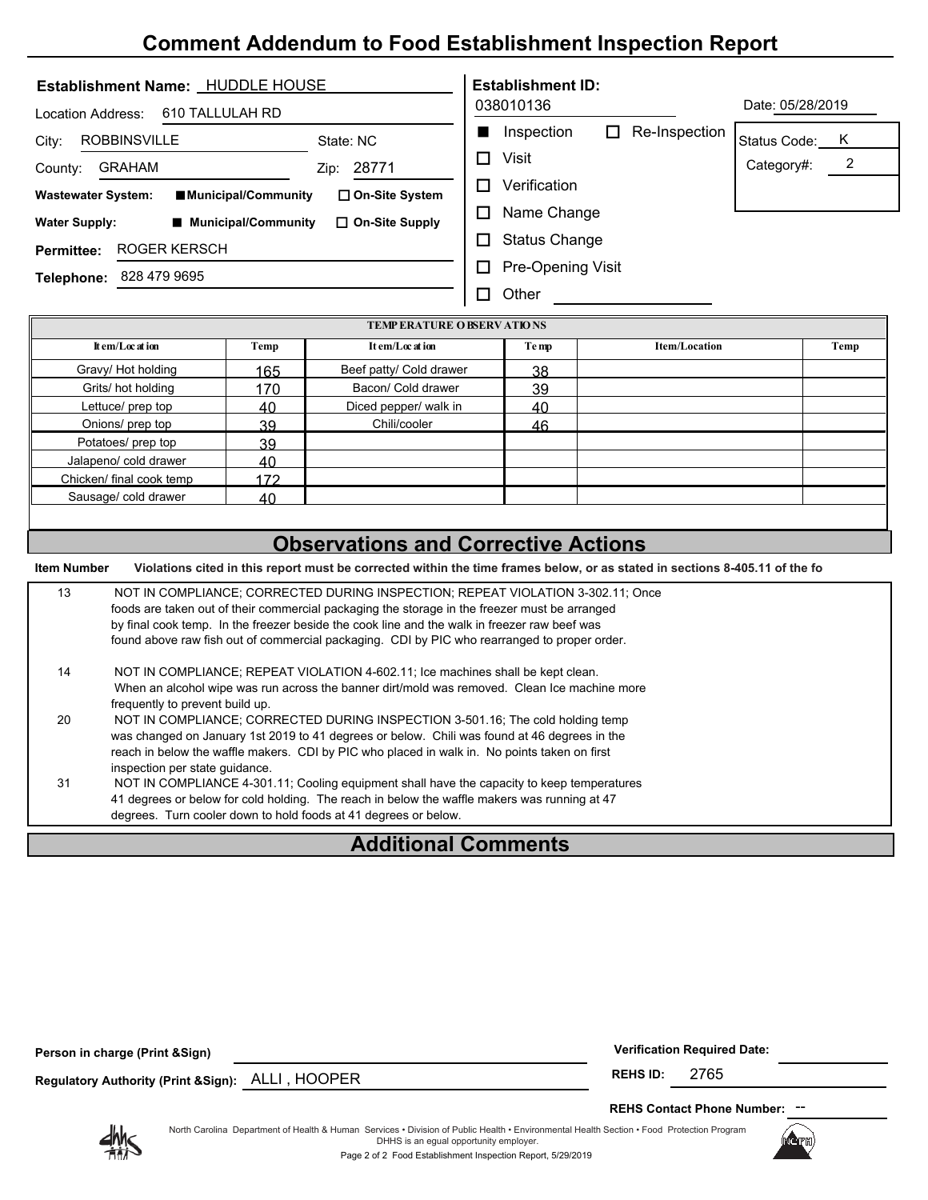# Comment Addendum to Food Establishment Inspection Report

**Establishment Name:** HUDDLE HOUSE

Location Address: 610 TALLULAH RD

City: ROBBINSVILLE State: NC

County: GRAHAM Zip: 28771

**Wastewater System:** ■ Municipal/Community ☐ On-Site System

**Water Supply:** ■ Municipal/Community ☐ On-Site Supply

**Permittee:** ROGER KERSCH

**Telephone:** 828 479 9695

**Establishment ID:** 038010136

■ Inspection ☐ Re-Inspection

☐ Visit

☐ Verification

☐ Name Change

☐ Status Change

☐ Pre-Opening Visit

☐ Other

Date: 05/28/2019

Status Code: K

Category#: 2

**TEMPERATURE OBSERVATIONS**

| Item/Location | Temp | Item/Location | Temp | Item/Location | Temp |
|---|---|---|---|---|---|
| Gravy/ Hot holding | 165 | Beef patty/ Cold drawer | 38 | | |
| Grits/ hot holding | 170 | Bacon/ Cold drawer | 39 | | |
| Lettuce/ prep top | 40 | Diced pepper/ walk in | 40 | | |
| Onions/ prep top | 39 | Chili/cooler | 46 | | |
| Potatoes/ prep top | 39 | | | | |
| Jalapeno/ cold drawer | 40 | | | | |
| Chicken/ final cook temp | 172 | | | | |
| Sausage/ cold drawer | 40 | | | | |

## Observations and Corrective Actions

**Item Number** **Violations cited in this report must be corrected within the time frames below, or as stated in sections 8-405.11 of the fo**

13 NOT IN COMPLIANCE; CORRECTED DURING INSPECTION; REPEAT VIOLATION 3-302.11; Once foods are taken out of their commercial packaging the storage in the freezer must be arranged by final cook temp. In the freezer beside the cook line and the walk in freezer raw beef was found above raw fish out of commercial packaging. CDI by PIC who rearranged to proper order.

14 NOT IN COMPLIANCE; REPEAT VIOLATION 4-602.11; Ice machines shall be kept clean. When an alcohol wipe was run across the banner dirt/mold was removed. Clean Ice machine more frequently to prevent build up.

20 NOT IN COMPLIANCE; CORRECTED DURING INSPECTION 3-501.16; The cold holding temp was changed on January 1st 2019 to 41 degrees or below. Chili was found at 46 degrees in the reach in below the waffle makers. CDI by PIC who placed in walk in. No points taken on first inspection per state guidance.

31 NOT IN COMPLIANCE 4-301.11; Cooling equipment shall have the capacity to keep temperatures 41 degrees or below for cold holding. The reach in below the waffle makers was running at 47 degrees. Turn cooler down to hold foods at 41 degrees or below.

## Additional Comments

**Person in charge (Print &Sign):**

**Regulatory Authority (Print &Sign):** ALLI , HOOPER

**Verification Required Date:**

**REHS ID:** 2765

**REHS Contact Phone Number:** --

North Carolina Department of Health & Human Services • Division of Public Health • Environmental Health Section • Food Protection Program
DHHS is an egual opportunity employer.

Food Establishment Inspection Report, 5/29/2019